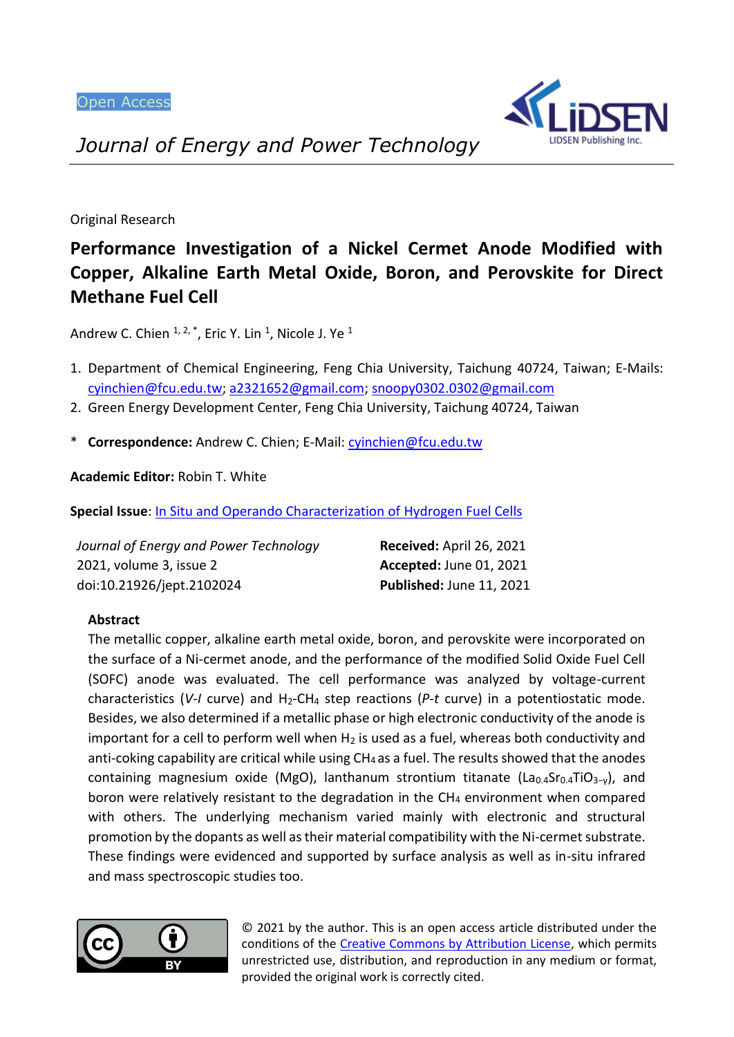Open Access

*Journal of Energy and Power Technology*

Original Research

# Performance Investigation of a Nickel Cermet Anode Modified with Copper, Alkaline Earth Metal Oxide, Boron, and Perovskite for Direct Methane Fuel Cell

Andrew C. Chien [1, 2, *], Eric Y. Lin [1], Nicole J. Ye [1]

1. Department of Chemical Engineering, Feng Chia University, Taichung 40724, Taiwan; E-Mails: cyinchien@fcu.edu.tw; a2321652@gmail.com; snoopy0302.0302@gmail.com
2. Green Energy Development Center, Feng Chia University, Taichung 40724, Taiwan

\* **Correspondence:** Andrew C. Chien; E-Mail: cyinchien@fcu.edu.tw

**Academic Editor:** Robin T. White

**Special Issue**: In Situ and Operando Characterization of Hydrogen Fuel Cells

| | |
|---|---|
| *Journal of Energy and Power Technology* | **Received:** April 26, 2021 |
| 2021, volume 3, issue 2 | **Accepted:** June 01, 2021 |
| doi:10.21926/jept.2102024 | **Published:** June 11, 2021 |

## Abstract

The metallic copper, alkaline earth metal oxide, boron, and perovskite were incorporated on the surface of a Ni-cermet anode, and the performance of the modified Solid Oxide Fuel Cell (SOFC) anode was evaluated. The cell performance was analyzed by voltage-current characteristics (*V-I* curve) and $H_2$-$CH_4$ step reactions (*P-t* curve) in a potentiostatic mode. Besides, we also determined if a metallic phase or high electronic conductivity of the anode is important for a cell to perform well when $H_2$ is used as a fuel, whereas both conductivity and anti-coking capability are critical while using $CH_4$ as a fuel. The results showed that the anodes containing magnesium oxide (MgO), lanthanum strontium titanate ($La_{0.4}Sr_{0.4}TiO_{3-\gamma}$), and boron were relatively resistant to the degradation in the $CH_4$ environment when compared with others. The underlying mechanism varied mainly with electronic and structural promotion by the dopants as well as their material compatibility with the Ni-cermet substrate. These findings were evidenced and supported by surface analysis as well as in-situ infrared and mass spectroscopic studies too.

© 2021 by the author. This is an open access article distributed under the conditions of the Creative Commons by Attribution License, which permits unrestricted use, distribution, and reproduction in any medium or format, provided the original work is correctly cited.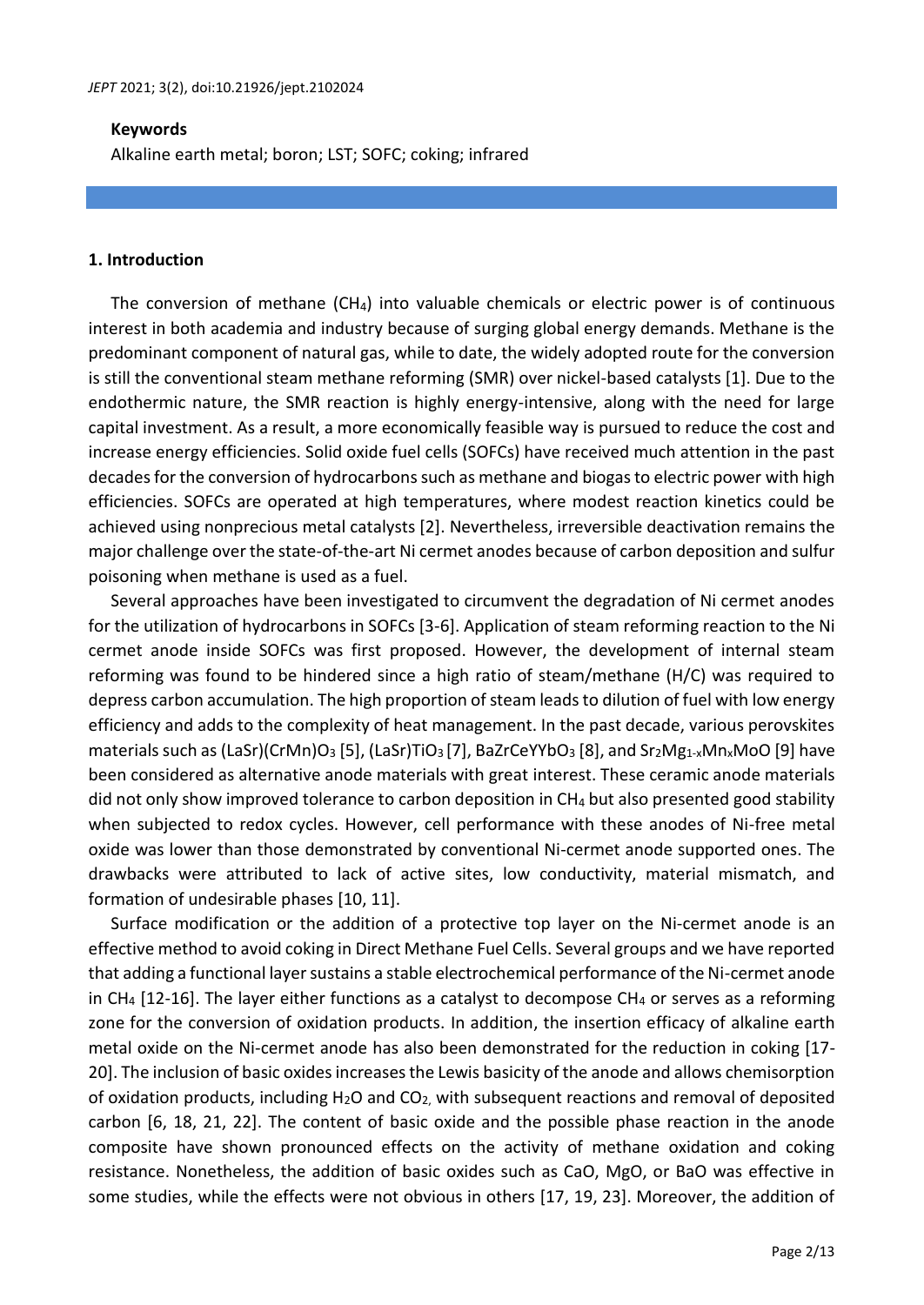**Keywords**

Alkaline earth metal; boron; LST; SOFC; coking; infrared

## 1. Introduction

The conversion of methane ($CH_4$) into valuable chemicals or electric power is of continuous interest in both academia and industry because of surging global energy demands. Methane is the predominant component of natural gas, while to date, the widely adopted route for the conversion is still the conventional steam methane reforming (SMR) over nickel-based catalysts [1]. Due to the endothermic nature, the SMR reaction is highly energy-intensive, along with the need for large capital investment. As a result, a more economically feasible way is pursued to reduce the cost and increase energy efficiencies. Solid oxide fuel cells (SOFCs) have received much attention in the past decades for the conversion of hydrocarbons such as methane and biogas to electric power with high efficiencies. SOFCs are operated at high temperatures, where modest reaction kinetics could be achieved using nonprecious metal catalysts [2]. Nevertheless, irreversible deactivation remains the major challenge over the state-of-the-art Ni cermet anodes because of carbon deposition and sulfur poisoning when methane is used as a fuel.

Several approaches have been investigated to circumvent the degradation of Ni cermet anodes for the utilization of hydrocarbons in SOFCs [3-6]. Application of steam reforming reaction to the Ni cermet anode inside SOFCs was first proposed. However, the development of internal steam reforming was found to be hindered since a high ratio of steam/methane (H/C) was required to depress carbon accumulation. The high proportion of steam leads to dilution of fuel with low energy efficiency and adds to the complexity of heat management. In the past decade, various perovskites materials such as (LaSr)(CrMn)$O_3$ [5], (LaSr)$TiO_3$ [7], BaZrCeYYb$O_3$ [8], and $Sr_2Mg_{1-x}Mn_xMoO$ [9] have been considered as alternative anode materials with great interest. These ceramic anode materials did not only show improved tolerance to carbon deposition in $CH_4$ but also presented good stability when subjected to redox cycles. However, cell performance with these anodes of Ni-free metal oxide was lower than those demonstrated by conventional Ni-cermet anode supported ones. The drawbacks were attributed to lack of active sites, low conductivity, material mismatch, and formation of undesirable phases [10, 11].

Surface modification or the addition of a protective top layer on the Ni-cermet anode is an effective method to avoid coking in Direct Methane Fuel Cells. Several groups and we have reported that adding a functional layer sustains a stable electrochemical performance of the Ni-cermet anode in $CH_4$ [12-16]. The layer either functions as a catalyst to decompose $CH_4$ or serves as a reforming zone for the conversion of oxidation products. In addition, the insertion efficacy of alkaline earth metal oxide on the Ni-cermet anode has also been demonstrated for the reduction in coking [17-20]. The inclusion of basic oxides increases the Lewis basicity of the anode and allows chemisorption of oxidation products, including $H_2O$ and $CO_2$, with subsequent reactions and removal of deposited carbon [6, 18, 21, 22]. The content of basic oxide and the possible phase reaction in the anode composite have shown pronounced effects on the activity of methane oxidation and coking resistance. Nonetheless, the addition of basic oxides such as CaO, MgO, or BaO was effective in some studies, while the effects were not obvious in others [17, 19, 23]. Moreover, the addition of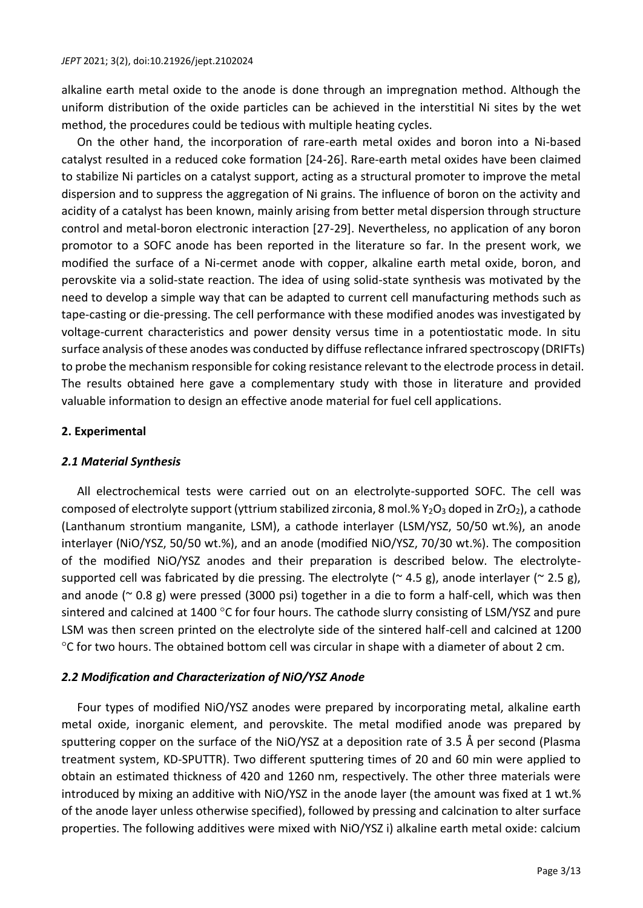alkaline earth metal oxide to the anode is done through an impregnation method. Although the uniform distribution of the oxide particles can be achieved in the interstitial Ni sites by the wet method, the procedures could be tedious with multiple heating cycles.

On the other hand, the incorporation of rare-earth metal oxides and boron into a Ni-based catalyst resulted in a reduced coke formation [24-26]. Rare-earth metal oxides have been claimed to stabilize Ni particles on a catalyst support, acting as a structural promoter to improve the metal dispersion and to suppress the aggregation of Ni grains. The influence of boron on the activity and acidity of a catalyst has been known, mainly arising from better metal dispersion through structure control and metal-boron electronic interaction [27-29]. Nevertheless, no application of any boron promotor to a SOFC anode has been reported in the literature so far. In the present work, we modified the surface of a Ni-cermet anode with copper, alkaline earth metal oxide, boron, and perovskite via a solid-state reaction. The idea of using solid-state synthesis was motivated by the need to develop a simple way that can be adapted to current cell manufacturing methods such as tape-casting or die-pressing. The cell performance with these modified anodes was investigated by voltage-current characteristics and power density versus time in a potentiostatic mode. In situ surface analysis of these anodes was conducted by diffuse reflectance infrared spectroscopy (DRIFTs) to probe the mechanism responsible for coking resistance relevant to the electrode process in detail. The results obtained here gave a complementary study with those in literature and provided valuable information to design an effective anode material for fuel cell applications.

## 2. Experimental

### *2.1 Material Synthesis*

All electrochemical tests were carried out on an electrolyte-supported SOFC. The cell was composed of electrolyte support (yttrium stabilized zirconia, 8 mol.% $Y_2O_3$ doped in $ZrO_2$), a cathode (Lanthanum strontium manganite, LSM), a cathode interlayer (LSM/YSZ, 50/50 wt.%), an anode interlayer (NiO/YSZ, 50/50 wt.%), and an anode (modified NiO/YSZ, 70/30 wt.%). The composition of the modified NiO/YSZ anodes and their preparation is described below. The electrolyte-supported cell was fabricated by die pressing. The electrolyte (~ 4.5 g), anode interlayer (~ 2.5 g), and anode (~ 0.8 g) were pressed (3000 psi) together in a die to form a half-cell, which was then sintered and calcined at 1400 °C for four hours. The cathode slurry consisting of LSM/YSZ and pure LSM was then screen printed on the electrolyte side of the sintered half-cell and calcined at 1200 °C for two hours. The obtained bottom cell was circular in shape with a diameter of about 2 cm.

### *2.2 Modification and Characterization of NiO/YSZ Anode*

Four types of modified NiO/YSZ anodes were prepared by incorporating metal, alkaline earth metal oxide, inorganic element, and perovskite. The metal modified anode was prepared by sputtering copper on the surface of the NiO/YSZ at a deposition rate of 3.5 Å per second (Plasma treatment system, KD-SPUTTR). Two different sputtering times of 20 and 60 min were applied to obtain an estimated thickness of 420 and 1260 nm, respectively. The other three materials were introduced by mixing an additive with NiO/YSZ in the anode layer (the amount was fixed at 1 wt.% of the anode layer unless otherwise specified), followed by pressing and calcination to alter surface properties. The following additives were mixed with NiO/YSZ i) alkaline earth metal oxide: calcium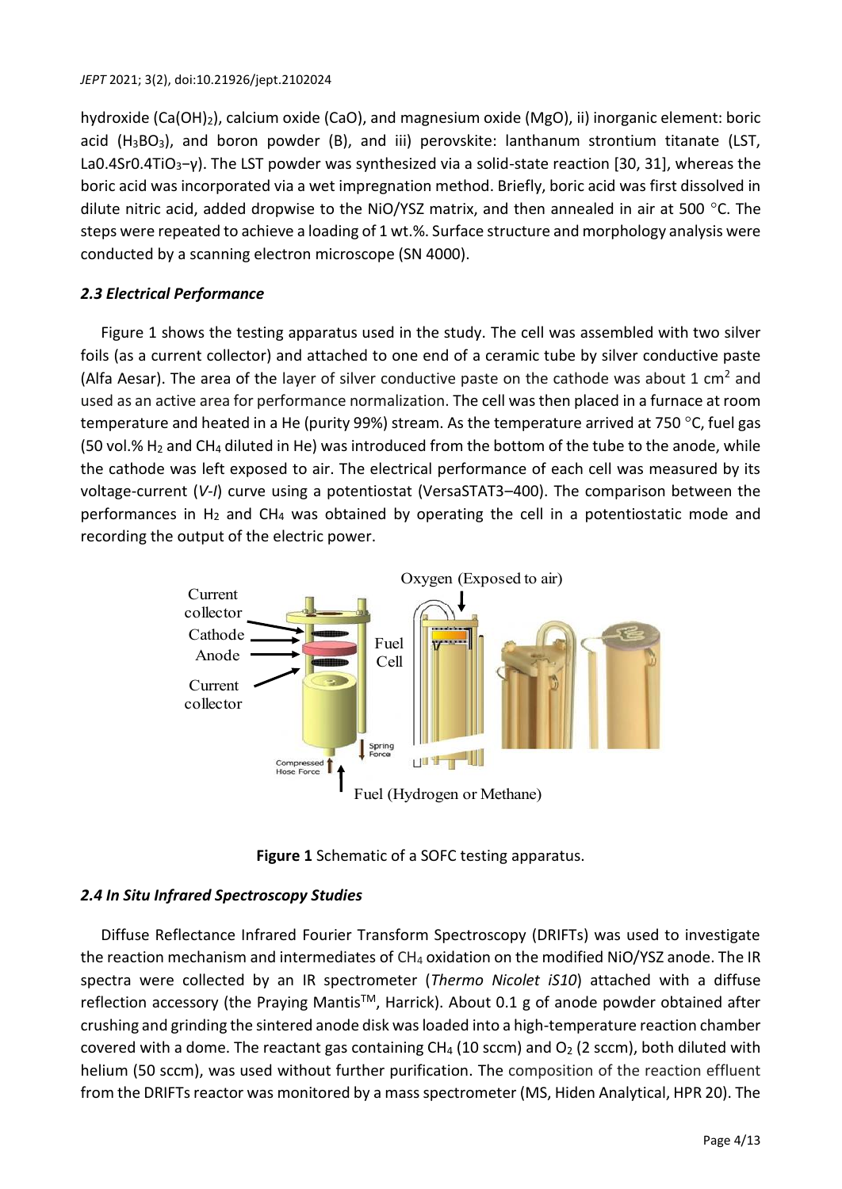hydroxide ($Ca(OH)_2$), calcium oxide (CaO), and magnesium oxide (MgO), ii) inorganic element: boric acid ($H_3BO_3$), and boron powder (B), and iii) perovskite: lanthanum strontium titanate (LST, La0.4Sr0.4TiO3−γ). The LST powder was synthesized via a solid-state reaction [30, 31], whereas the boric acid was incorporated via a wet impregnation method. Briefly, boric acid was first dissolved in dilute nitric acid, added dropwise to the NiO/YSZ matrix, and then annealed in air at 500 °C. The steps were repeated to achieve a loading of 1 wt.%. Surface structure and morphology analysis were conducted by a scanning electron microscope (SN 4000).

### *2.3 Electrical Performance*

Figure 1 shows the testing apparatus used in the study. The cell was assembled with two silver foils (as a current collector) and attached to one end of a ceramic tube by silver conductive paste (Alfa Aesar). The area of the layer of silver conductive paste on the cathode was about 1 cm$^2$ and used as an active area for performance normalization. The cell was then placed in a furnace at room temperature and heated in a He (purity 99%) stream. As the temperature arrived at 750 °C, fuel gas (50 vol.% $H_2$ and $CH_4$ diluted in He) was introduced from the bottom of the tube to the anode, while the cathode was left exposed to air. The electrical performance of each cell was measured by its voltage-current (*V-I*) curve using a potentiostat (VersaSTAT3–400). The comparison between the performances in $H_2$ and $CH_4$ was obtained by operating the cell in a potentiostatic mode and recording the output of the electric power.

**Figure 1** Schematic of a SOFC testing apparatus.

### *2.4 In Situ Infrared Spectroscopy Studies*

Diffuse Reflectance Infrared Fourier Transform Spectroscopy (DRIFTs) was used to investigate the reaction mechanism and intermediates of $CH_4$ oxidation on the modified NiO/YSZ anode. The IR spectra were collected by an IR spectrometer (*Thermo Nicolet iS10*) attached with a diffuse reflection accessory (the Praying Mantis™, Harrick). About 0.1 g of anode powder obtained after crushing and grinding the sintered anode disk was loaded into a high-temperature reaction chamber covered with a dome. The reactant gas containing $CH_4$ (10 sccm) and $O_2$ (2 sccm), both diluted with helium (50 sccm), was used without further purification. The composition of the reaction effluent from the DRIFTs reactor was monitored by a mass spectrometer (MS, Hiden Analytical, HPR 20). The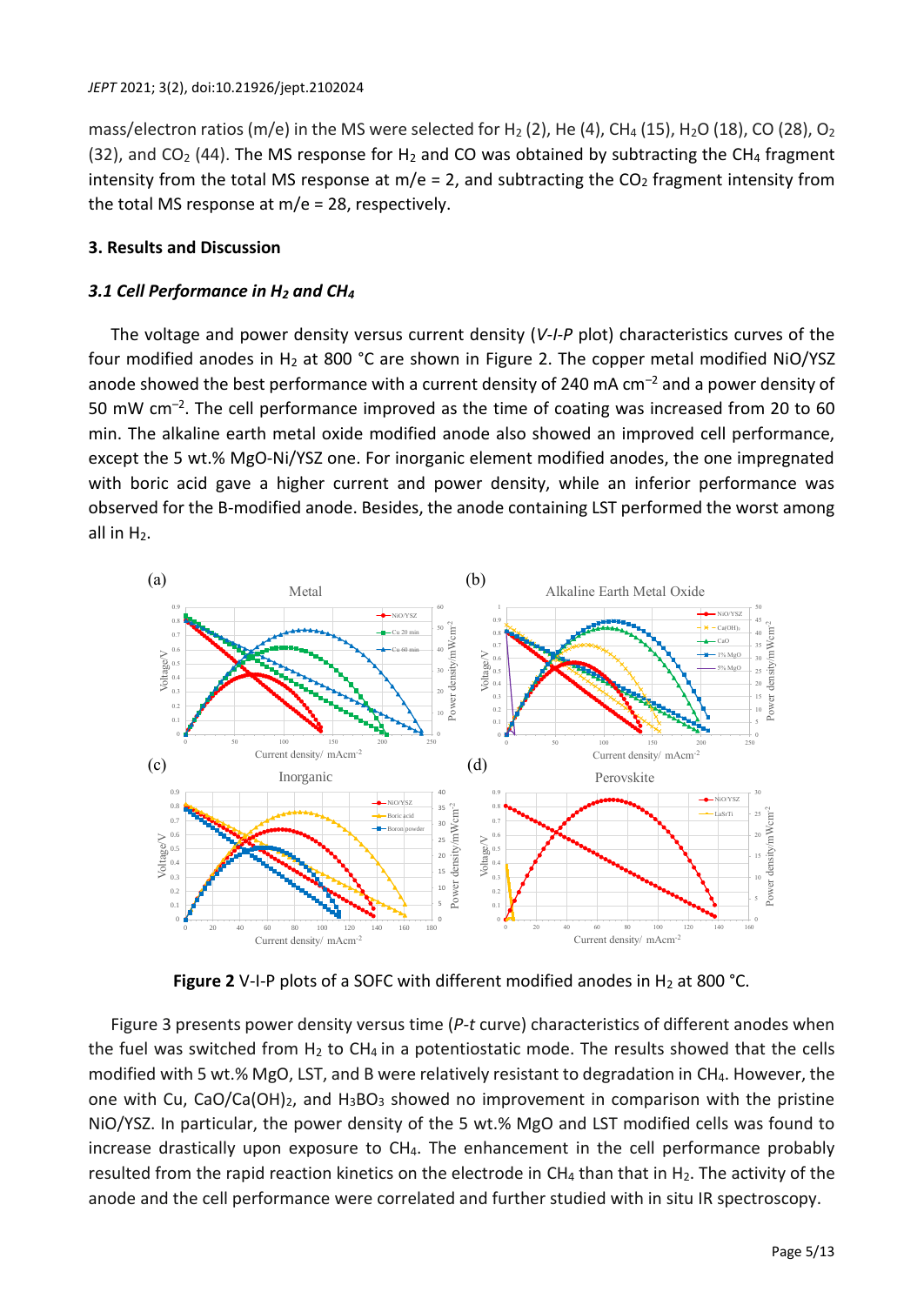mass/electron ratios (m/e) in the MS were selected for $H_2$ (2), He (4), $CH_4$ (15), $H_2O$ (18), CO (28), $O_2$ (32), and $CO_2$ (44). The MS response for $H_2$ and CO was obtained by subtracting the $CH_4$ fragment intensity from the total MS response at m/e = 2, and subtracting the $CO_2$ fragment intensity from the total MS response at m/e = 28, respectively.

## 3. Results and Discussion

### *3.1 Cell Performance in $H_2$ and $CH_4$*

The voltage and power density versus current density (*V-I-P* plot) characteristics curves of the four modified anodes in $H_2$ at 800 °C are shown in Figure 2. The copper metal modified NiO/YSZ anode showed the best performance with a current density of 240 mA $cm^{-2}$ and a power density of 50 mW $cm^{-2}$. The cell performance improved as the time of coating was increased from 20 to 60 min. The alkaline earth metal oxide modified anode also showed an improved cell performance, except the 5 wt.% MgO-Ni/YSZ one. For inorganic element modified anodes, the one impregnated with boric acid gave a higher current and power density, while an inferior performance was observed for the B-modified anode. Besides, the anode containing LST performed the worst among all in $H_2$.

**Figure 2** V-I-P plots of a SOFC with different modified anodes in $H_2$ at 800 °C.

Figure 3 presents power density versus time (*P-t* curve) characteristics of different anodes when the fuel was switched from $H_2$ to $CH_4$ in a potentiostatic mode. The results showed that the cells modified with 5 wt.% MgO, LST, and B were relatively resistant to degradation in $CH_4$. However, the one with Cu, $CaO/Ca(OH)_2$, and $H_3BO_3$ showed no improvement in comparison with the pristine NiO/YSZ. In particular, the power density of the 5 wt.% MgO and LST modified cells was found to increase drastically upon exposure to $CH_4$. The enhancement in the cell performance probably resulted from the rapid reaction kinetics on the electrode in $CH_4$ than that in $H_2$. The activity of the anode and the cell performance were correlated and further studied with in situ IR spectroscopy.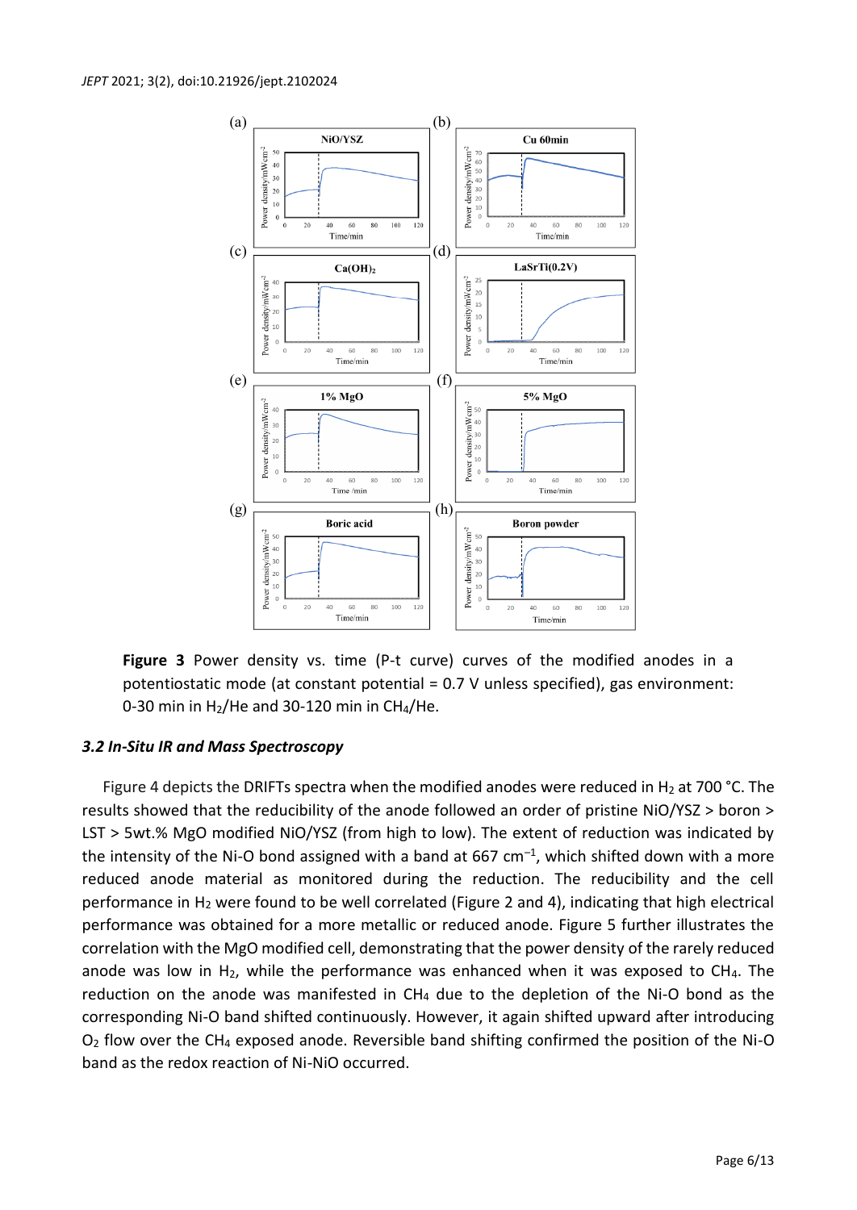**Figure 3** Power density vs. time (P-t curve) curves of the modified anodes in a potentiostatic mode (at constant potential = 0.7 V unless specified), gas environment: 0-30 min in $H_2$/He and 30-120 min in $CH_4$/He.

### *3.2 In-Situ IR and Mass Spectroscopy*

Figure 4 depicts the DRIFTs spectra when the modified anodes were reduced in $H_2$ at 700 °C. The results showed that the reducibility of the anode followed an order of pristine NiO/YSZ > boron > LST > 5wt.% MgO modified NiO/YSZ (from high to low). The extent of reduction was indicated by the intensity of the Ni-O bond assigned with a band at 667 $cm^{-1}$, which shifted down with a more reduced anode material as monitored during the reduction. The reducibility and the cell performance in $H_2$ were found to be well correlated (Figure 2 and 4), indicating that high electrical performance was obtained for a more metallic or reduced anode. Figure 5 further illustrates the correlation with the MgO modified cell, demonstrating that the power density of the rarely reduced anode was low in $H_2$, while the performance was enhanced when it was exposed to $CH_4$. The reduction on the anode was manifested in $CH_4$ due to the depletion of the Ni-O bond as the corresponding Ni-O band shifted continuously. However, it again shifted upward after introducing $O_2$ flow over the $CH_4$ exposed anode. Reversible band shifting confirmed the position of the Ni-O band as the redox reaction of Ni-NiO occurred.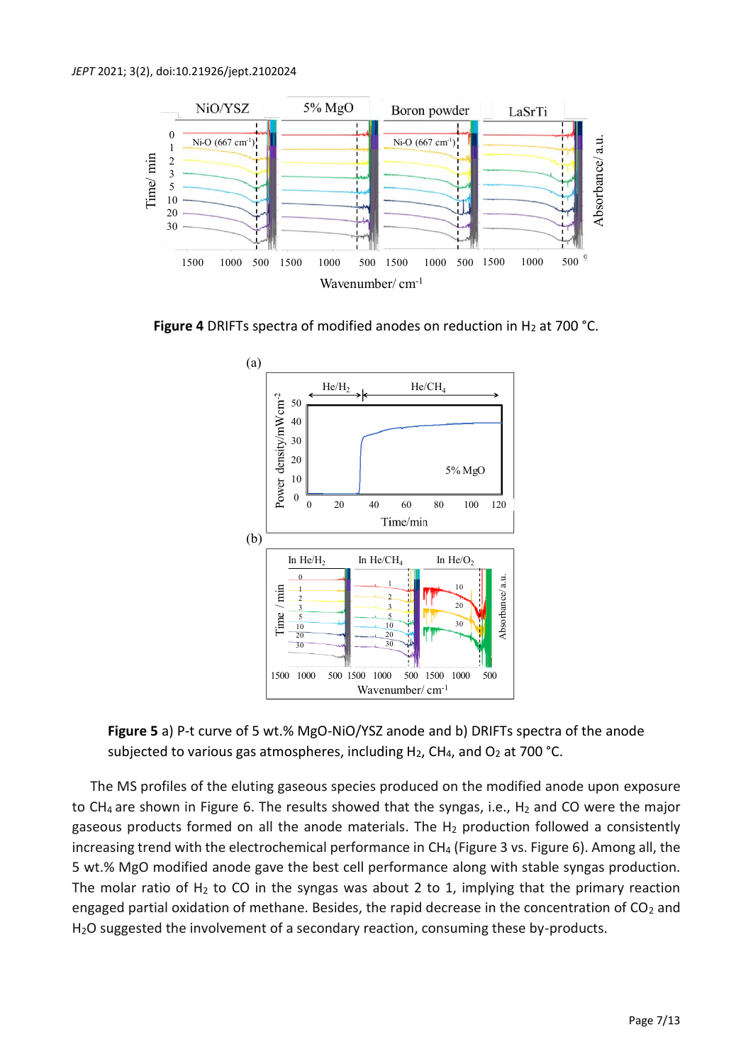**Figure 4** DRIFTs spectra of modified anodes on reduction in $H_2$ at 700 °C.

**Figure 5** a) P-t curve of 5 wt.% MgO-NiO/YSZ anode and b) DRIFTs spectra of the anode subjected to various gas atmospheres, including $H_2$, $CH_4$, and $O_2$ at 700 °C.

The MS profiles of the eluting gaseous species produced on the modified anode upon exposure to $CH_4$ are shown in Figure 6. The results showed that the syngas, i.e., $H_2$ and CO were the major gaseous products formed on all the anode materials. The $H_2$ production followed a consistently increasing trend with the electrochemical performance in $CH_4$ (Figure 3 vs. Figure 6). Among all, the 5 wt.% MgO modified anode gave the best cell performance along with stable syngas production. The molar ratio of $H_2$ to CO in the syngas was about 2 to 1, implying that the primary reaction engaged partial oxidation of methane. Besides, the rapid decrease in the concentration of $CO_2$ and $H_2O$ suggested the involvement of a secondary reaction, consuming these by-products.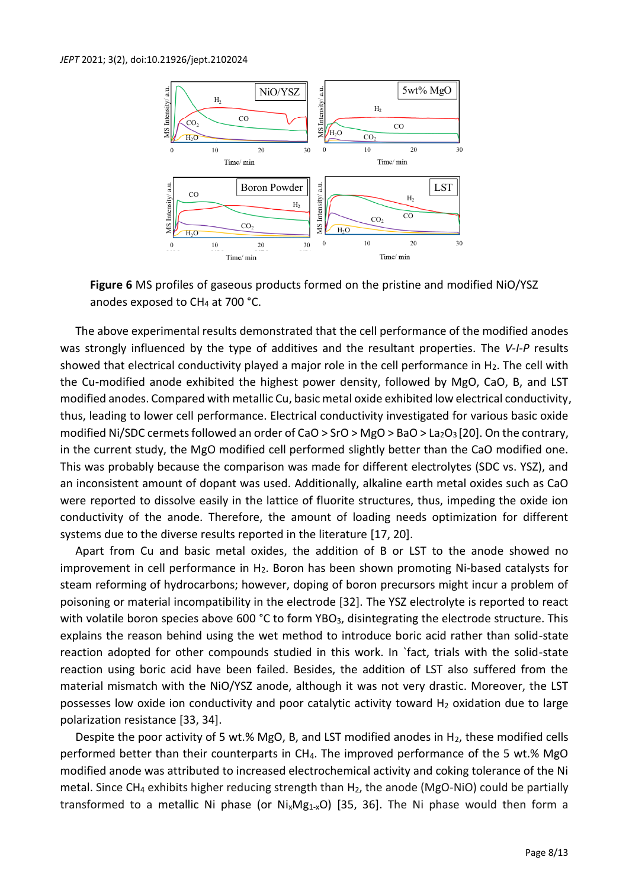**Figure 6** MS profiles of gaseous products formed on the pristine and modified NiO/YSZ anodes exposed to $CH_4$ at 700 °C.

The above experimental results demonstrated that the cell performance of the modified anodes was strongly influenced by the type of additives and the resultant properties. The *V-I-P* results showed that electrical conductivity played a major role in the cell performance in $H_2$. The cell with the Cu-modified anode exhibited the highest power density, followed by MgO, CaO, B, and LST modified anodes. Compared with metallic Cu, basic metal oxide exhibited low electrical conductivity, thus, leading to lower cell performance. Electrical conductivity investigated for various basic oxide modified Ni/SDC cermets followed an order of CaO > SrO > MgO > BaO > $La_2O_3$ [20]. On the contrary, in the current study, the MgO modified cell performed slightly better than the CaO modified one. This was probably because the comparison was made for different electrolytes (SDC vs. YSZ), and an inconsistent amount of dopant was used. Additionally, alkaline earth metal oxides such as CaO were reported to dissolve easily in the lattice of fluorite structures, thus, impeding the oxide ion conductivity of the anode. Therefore, the amount of loading needs optimization for different systems due to the diverse results reported in the literature [17, 20].

Apart from Cu and basic metal oxides, the addition of B or LST to the anode showed no improvement in cell performance in $H_2$. Boron has been shown promoting Ni-based catalysts for steam reforming of hydrocarbons; however, doping of boron precursors might incur a problem of poisoning or material incompatibility in the electrode [32]. The YSZ electrolyte is reported to react with volatile boron species above 600 °C to form $YBO_3$, disintegrating the electrode structure. This explains the reason behind using the wet method to introduce boric acid rather than solid-state reaction adopted for other compounds studied in this work. In `fact, trials with the solid-state reaction using boric acid have been failed. Besides, the addition of LST also suffered from the material mismatch with the NiO/YSZ anode, although it was not very drastic. Moreover, the LST possesses low oxide ion conductivity and poor catalytic activity toward $H_2$ oxidation due to large polarization resistance [33, 34].

Despite the poor activity of 5 wt.% MgO, B, and LST modified anodes in $H_2$, these modified cells performed better than their counterparts in $CH_4$. The improved performance of the 5 wt.% MgO modified anode was attributed to increased electrochemical activity and coking tolerance of the Ni metal. Since $CH_4$ exhibits higher reducing strength than $H_2$, the anode (MgO-NiO) could be partially transformed to a metallic Ni phase (or $Ni_xMg_{1-x}O$) [35, 36]. The Ni phase would then form a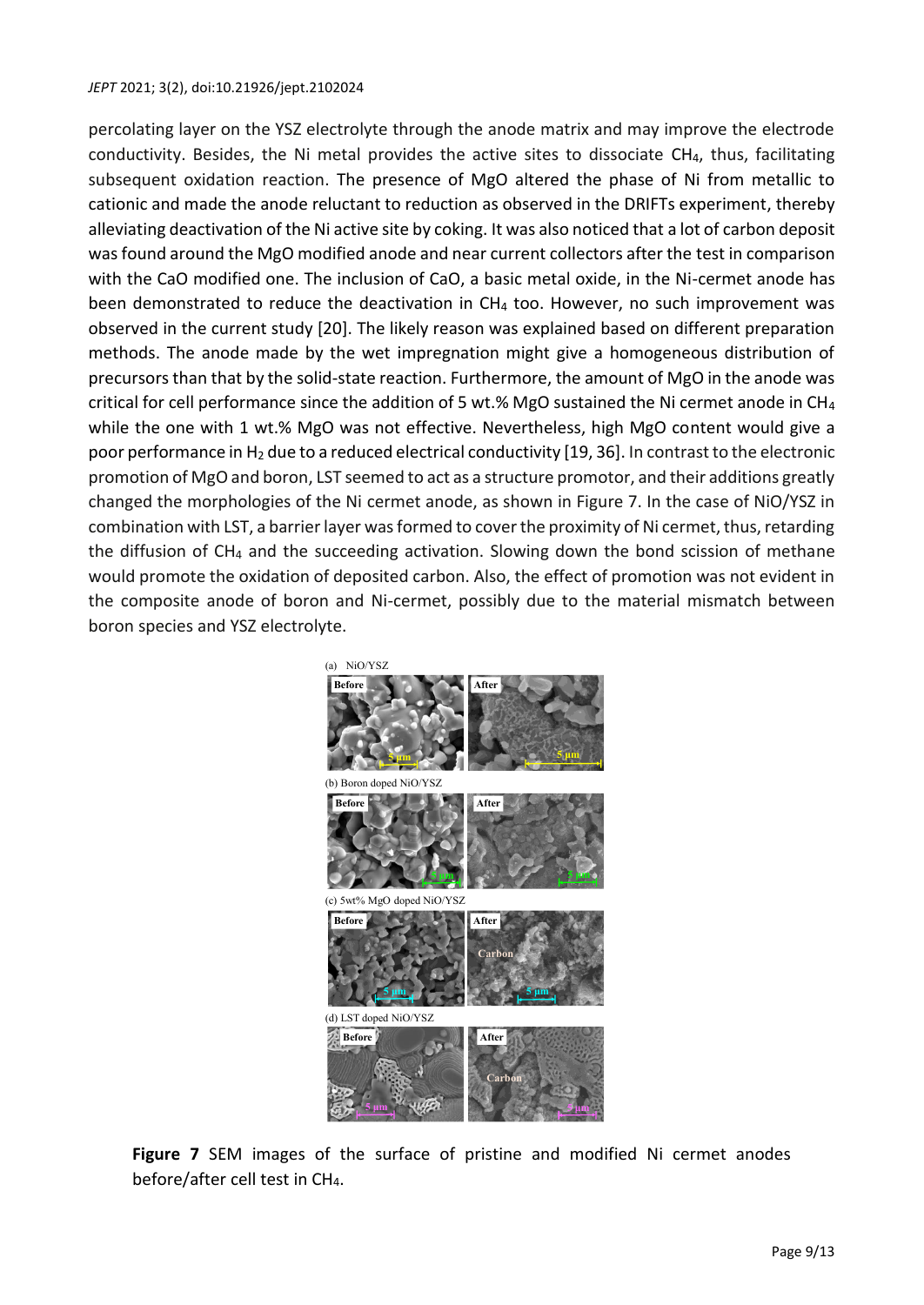percolating layer on the YSZ electrolyte through the anode matrix and may improve the electrode conductivity. Besides, the Ni metal provides the active sites to dissociate $CH_4$, thus, facilitating subsequent oxidation reaction. The presence of MgO altered the phase of Ni from metallic to cationic and made the anode reluctant to reduction as observed in the DRIFTs experiment, thereby alleviating deactivation of the Ni active site by coking. It was also noticed that a lot of carbon deposit was found around the MgO modified anode and near current collectors after the test in comparison with the CaO modified one. The inclusion of CaO, a basic metal oxide, in the Ni-cermet anode has been demonstrated to reduce the deactivation in $CH_4$ too. However, no such improvement was observed in the current study [20]. The likely reason was explained based on different preparation methods. The anode made by the wet impregnation might give a homogeneous distribution of precursors than that by the solid-state reaction. Furthermore, the amount of MgO in the anode was critical for cell performance since the addition of 5 wt.% MgO sustained the Ni cermet anode in $CH_4$ while the one with 1 wt.% MgO was not effective. Nevertheless, high MgO content would give a poor performance in $H_2$ due to a reduced electrical conductivity [19, 36]. In contrast to the electronic promotion of MgO and boron, LST seemed to act as a structure promotor, and their additions greatly changed the morphologies of the Ni cermet anode, as shown in Figure 7. In the case of NiO/YSZ in combination with LST, a barrier layer was formed to cover the proximity of Ni cermet, thus, retarding the diffusion of $CH_4$ and the succeeding activation. Slowing down the bond scission of methane would promote the oxidation of deposited carbon. Also, the effect of promotion was not evident in the composite anode of boron and Ni-cermet, possibly due to the material mismatch between boron species and YSZ electrolyte.

(a) NiO/YSZ — Before / After

(b) Boron doped NiO/YSZ — Before / After

(c) 5wt% MgO doped NiO/YSZ — Before / After

(d) LST doped NiO/YSZ — Before / After

**Figure 7** SEM images of the surface of pristine and modified Ni cermet anodes before/after cell test in $CH_4$.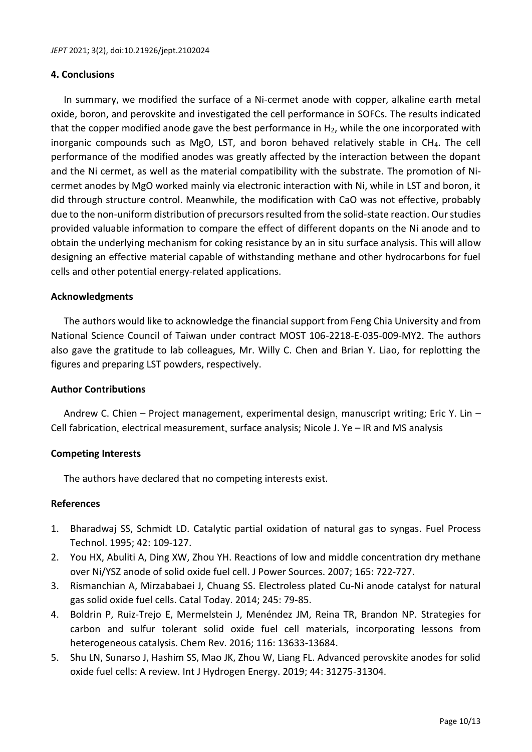## 4. Conclusions

In summary, we modified the surface of a Ni-cermet anode with copper, alkaline earth metal oxide, boron, and perovskite and investigated the cell performance in SOFCs. The results indicated that the copper modified anode gave the best performance in $H_2$, while the one incorporated with inorganic compounds such as MgO, LST, and boron behaved relatively stable in $CH_4$. The cell performance of the modified anodes was greatly affected by the interaction between the dopant and the Ni cermet, as well as the material compatibility with the substrate. The promotion of Ni-cermet anodes by MgO worked mainly via electronic interaction with Ni, while in LST and boron, it did through structure control. Meanwhile, the modification with CaO was not effective, probably due to the non-uniform distribution of precursors resulted from the solid-state reaction. Our studies provided valuable information to compare the effect of different dopants on the Ni anode and to obtain the underlying mechanism for coking resistance by an in situ surface analysis. This will allow designing an effective material capable of withstanding methane and other hydrocarbons for fuel cells and other potential energy-related applications.

## Acknowledgments

The authors would like to acknowledge the financial support from Feng Chia University and from National Science Council of Taiwan under contract MOST 106-2218-E-035-009-MY2. The authors also gave the gratitude to lab colleagues, Mr. Willy C. Chen and Brian Y. Liao, for replotting the figures and preparing LST powders, respectively.

## Author Contributions

Andrew C. Chien – Project management, experimental design, manuscript writing; Eric Y. Lin – Cell fabrication, electrical measurement, surface analysis; Nicole J. Ye – IR and MS analysis

## Competing Interests

The authors have declared that no competing interests exist.

## References

1. Bharadwaj SS, Schmidt LD. Catalytic partial oxidation of natural gas to syngas. Fuel Process Technol. 1995; 42: 109-127.
2. You HX, Abuliti A, Ding XW, Zhou YH. Reactions of low and middle concentration dry methane over Ni/YSZ anode of solid oxide fuel cell. J Power Sources. 2007; 165: 722-727.
3. Rismanchian A, Mirzababaei J, Chuang SS. Electroless plated Cu-Ni anode catalyst for natural gas solid oxide fuel cells. Catal Today. 2014; 245: 79-85.
4. Boldrin P, Ruiz-Trejo E, Mermelstein J, Menéndez JM, Reina TR, Brandon NP. Strategies for carbon and sulfur tolerant solid oxide fuel cell materials, incorporating lessons from heterogeneous catalysis. Chem Rev. 2016; 116: 13633-13684.
5. Shu LN, Sunarso J, Hashim SS, Mao JK, Zhou W, Liang FL. Advanced perovskite anodes for solid oxide fuel cells: A review. Int J Hydrogen Energy. 2019; 44: 31275-31304.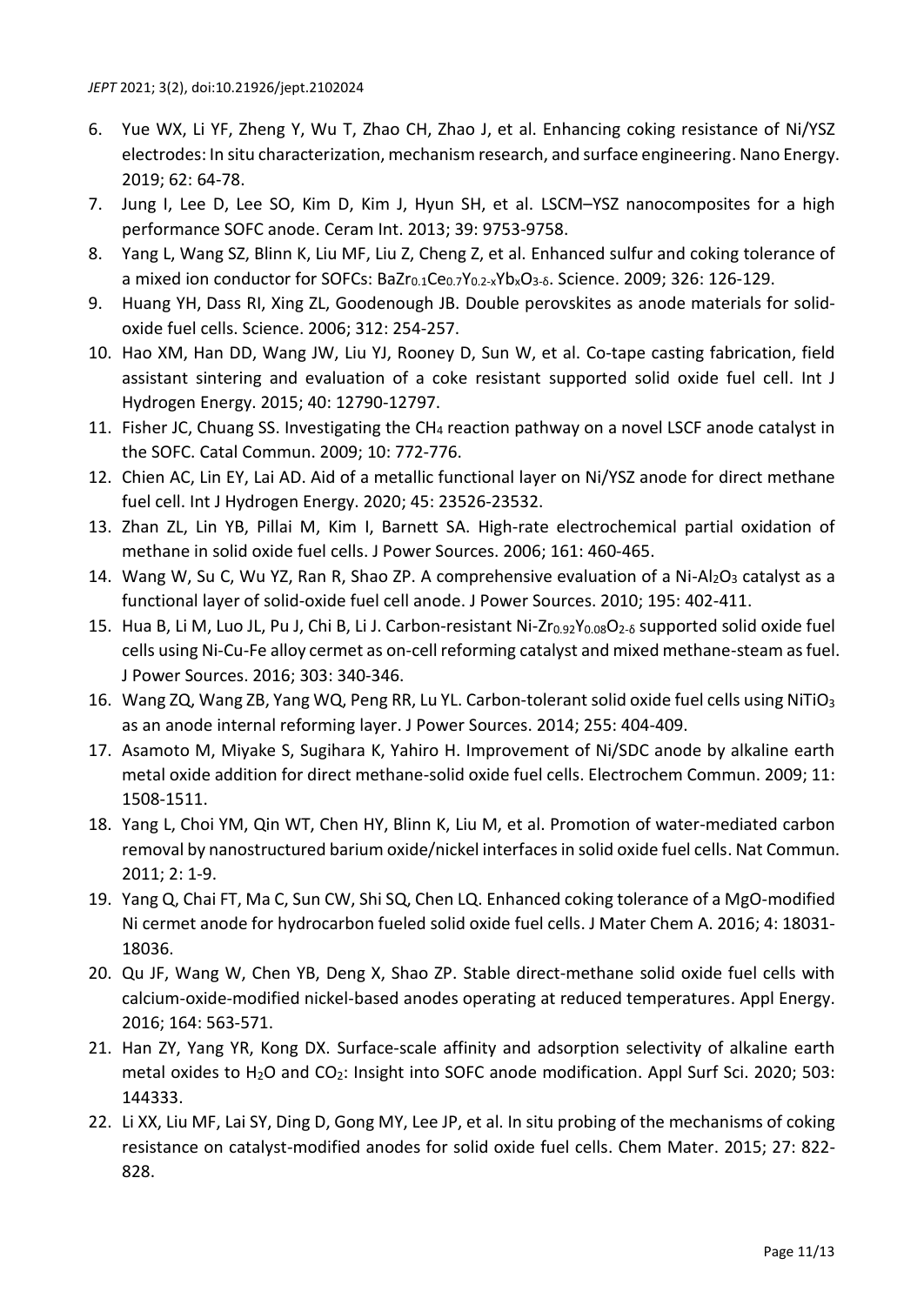6. Yue WX, Li YF, Zheng Y, Wu T, Zhao CH, Zhao J, et al. Enhancing coking resistance of Ni/YSZ electrodes: In situ characterization, mechanism research, and surface engineering. Nano Energy. 2019; 62: 64-78.
7. Jung I, Lee D, Lee SO, Kim D, Kim J, Hyun SH, et al. LSCM–YSZ nanocomposites for a high performance SOFC anode. Ceram Int. 2013; 39: 9753-9758.
8. Yang L, Wang SZ, Blinn K, Liu MF, Liu Z, Cheng Z, et al. Enhanced sulfur and coking tolerance of a mixed ion conductor for SOFCs: $BaZr_{0.1}Ce_{0.7}Y_{0.2-x}Yb_xO_{3-\delta}$. Science. 2009; 326: 126-129.
9. Huang YH, Dass RI, Xing ZL, Goodenough JB. Double perovskites as anode materials for solid-oxide fuel cells. Science. 2006; 312: 254-257.
10. Hao XM, Han DD, Wang JW, Liu YJ, Rooney D, Sun W, et al. Co-tape casting fabrication, field assistant sintering and evaluation of a coke resistant supported solid oxide fuel cell. Int J Hydrogen Energy. 2015; 40: 12790-12797.
11. Fisher JC, Chuang SS. Investigating the $CH_4$ reaction pathway on a novel LSCF anode catalyst in the SOFC. Catal Commun. 2009; 10: 772-776.
12. Chien AC, Lin EY, Lai AD. Aid of a metallic functional layer on Ni/YSZ anode for direct methane fuel cell. Int J Hydrogen Energy. 2020; 45: 23526-23532.
13. Zhan ZL, Lin YB, Pillai M, Kim I, Barnett SA. High-rate electrochemical partial oxidation of methane in solid oxide fuel cells. J Power Sources. 2006; 161: 460-465.
14. Wang W, Su C, Wu YZ, Ran R, Shao ZP. A comprehensive evaluation of a Ni-$Al_2O_3$ catalyst as a functional layer of solid-oxide fuel cell anode. J Power Sources. 2010; 195: 402-411.
15. Hua B, Li M, Luo JL, Pu J, Chi B, Li J. Carbon-resistant Ni-$Zr_{0.92}Y_{0.08}O_{2-\delta}$ supported solid oxide fuel cells using Ni-Cu-Fe alloy cermet as on-cell reforming catalyst and mixed methane-steam as fuel. J Power Sources. 2016; 303: 340-346.
16. Wang ZQ, Wang ZB, Yang WQ, Peng RR, Lu YL. Carbon-tolerant solid oxide fuel cells using $NiTiO_3$ as an anode internal reforming layer. J Power Sources. 2014; 255: 404-409.
17. Asamoto M, Miyake S, Sugihara K, Yahiro H. Improvement of Ni/SDC anode by alkaline earth metal oxide addition for direct methane-solid oxide fuel cells. Electrochem Commun. 2009; 11: 1508-1511.
18. Yang L, Choi YM, Qin WT, Chen HY, Blinn K, Liu M, et al. Promotion of water-mediated carbon removal by nanostructured barium oxide/nickel interfaces in solid oxide fuel cells. Nat Commun. 2011; 2: 1-9.
19. Yang Q, Chai FT, Ma C, Sun CW, Shi SQ, Chen LQ. Enhanced coking tolerance of a MgO-modified Ni cermet anode for hydrocarbon fueled solid oxide fuel cells. J Mater Chem A. 2016; 4: 18031-18036.
20. Qu JF, Wang W, Chen YB, Deng X, Shao ZP. Stable direct-methane solid oxide fuel cells with calcium-oxide-modified nickel-based anodes operating at reduced temperatures. Appl Energy. 2016; 164: 563-571.
21. Han ZY, Yang YR, Kong DX. Surface-scale affinity and adsorption selectivity of alkaline earth metal oxides to $H_2O$ and $CO_2$: Insight into SOFC anode modification. Appl Surf Sci. 2020; 503: 144333.
22. Li XX, Liu MF, Lai SY, Ding D, Gong MY, Lee JP, et al. In situ probing of the mechanisms of coking resistance on catalyst-modified anodes for solid oxide fuel cells. Chem Mater. 2015; 27: 822-828.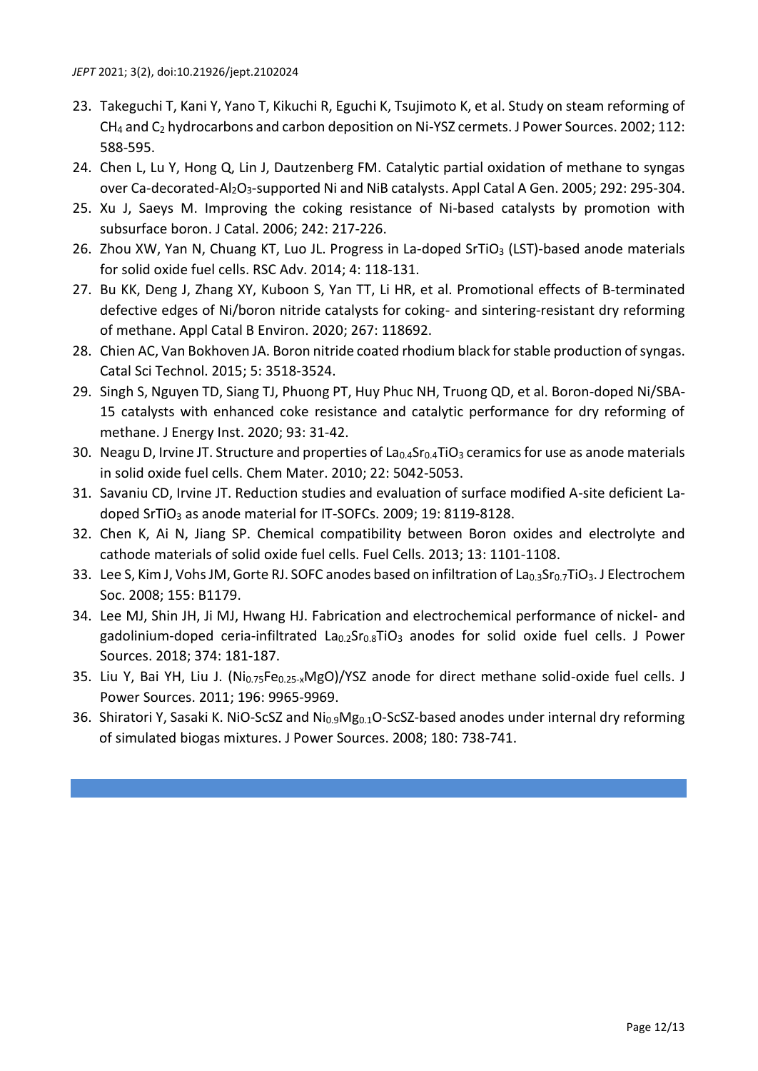23. Takeguchi T, Kani Y, Yano T, Kikuchi R, Eguchi K, Tsujimoto K, et al. Study on steam reforming of $CH_4$ and $C_2$ hydrocarbons and carbon deposition on Ni-YSZ cermets. J Power Sources. 2002; 112: 588-595.
24. Chen L, Lu Y, Hong Q, Lin J, Dautzenberg FM. Catalytic partial oxidation of methane to syngas over Ca-decorated-$Al_2O_3$-supported Ni and NiB catalysts. Appl Catal A Gen. 2005; 292: 295-304.
25. Xu J, Saeys M. Improving the coking resistance of Ni-based catalysts by promotion with subsurface boron. J Catal. 2006; 242: 217-226.
26. Zhou XW, Yan N, Chuang KT, Luo JL. Progress in La-doped $SrTiO_3$ (LST)-based anode materials for solid oxide fuel cells. RSC Adv. 2014; 4: 118-131.
27. Bu KK, Deng J, Zhang XY, Kuboon S, Yan TT, Li HR, et al. Promotional effects of B-terminated defective edges of Ni/boron nitride catalysts for coking- and sintering-resistant dry reforming of methane. Appl Catal B Environ. 2020; 267: 118692.
28. Chien AC, Van Bokhoven JA. Boron nitride coated rhodium black for stable production of syngas. Catal Sci Technol. 2015; 5: 3518-3524.
29. Singh S, Nguyen TD, Siang TJ, Phuong PT, Huy Phuc NH, Truong QD, et al. Boron-doped Ni/SBA-15 catalysts with enhanced coke resistance and catalytic performance for dry reforming of methane. J Energy Inst. 2020; 93: 31-42.
30. Neagu D, Irvine JT. Structure and properties of $La_{0.4}Sr_{0.4}TiO_3$ ceramics for use as anode materials in solid oxide fuel cells. Chem Mater. 2010; 22: 5042-5053.
31. Savaniu CD, Irvine JT. Reduction studies and evaluation of surface modified A-site deficient La-doped $SrTiO_3$ as anode material for IT-SOFCs. 2009; 19: 8119-8128.
32. Chen K, Ai N, Jiang SP. Chemical compatibility between Boron oxides and electrolyte and cathode materials of solid oxide fuel cells. Fuel Cells. 2013; 13: 1101-1108.
33. Lee S, Kim J, Vohs JM, Gorte RJ. SOFC anodes based on infiltration of $La_{0.3}Sr_{0.7}TiO_3$. J Electrochem Soc. 2008; 155: B1179.
34. Lee MJ, Shin JH, Ji MJ, Hwang HJ. Fabrication and electrochemical performance of nickel- and gadolinium-doped ceria-infiltrated $La_{0.2}Sr_{0.8}TiO_3$ anodes for solid oxide fuel cells. J Power Sources. 2018; 374: 181-187.
35. Liu Y, Bai YH, Liu J. ($Ni_{0.75}Fe_{0.25-x}MgO$)/YSZ anode for direct methane solid-oxide fuel cells. J Power Sources. 2011; 196: 9965-9969.
36. Shiratori Y, Sasaki K. NiO-ScSZ and $Ni_{0.9}Mg_{0.1}O$-ScSZ-based anodes under internal dry reforming of simulated biogas mixtures. J Power Sources. 2008; 180: 738-741.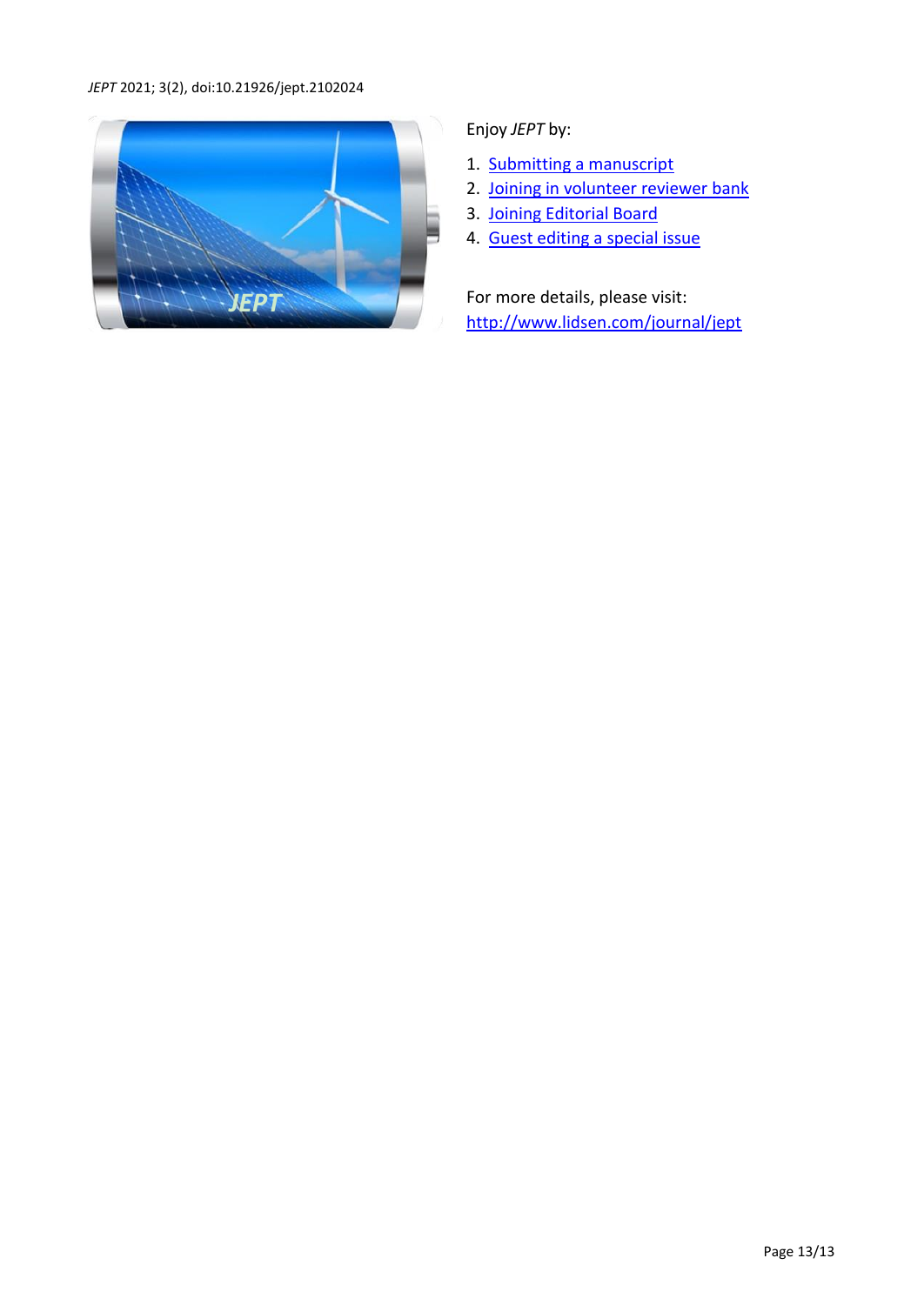Enjoy *JEPT* by:

1. Submitting a manuscript
2. Joining in volunteer reviewer bank
3. Joining Editorial Board
4. Guest editing a special issue

For more details, please visit:
http://www.lidsen.com/journal/jept